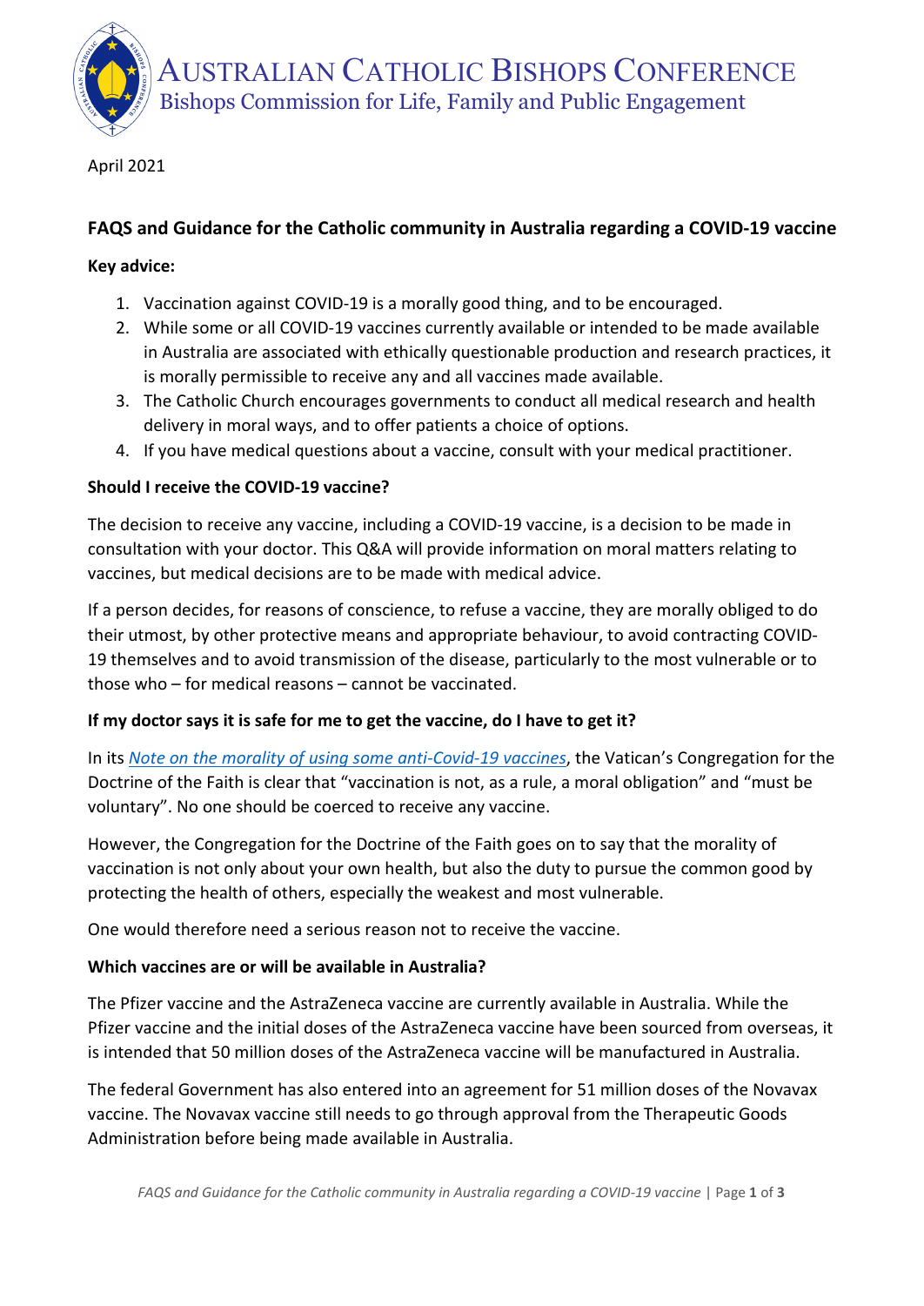# AUSTRALIAN CATHOLIC BISHOPS CONFERENCE

Bishops Commission for Life, Family and Public Engagement

April 2021

## FAQS and Guidance for the Catholic community in Australia regarding a COVID-19 vaccine

**Key advice:**

1. Vaccination against COVID-19 is a morally good thing, and to be encouraged.
2. While some or all COVID-19 vaccines currently available or intended to be made available in Australia are associated with ethically questionable production and research practices, it is morally permissible to receive any and all vaccines made available.
3. The Catholic Church encourages governments to conduct all medical research and health delivery in moral ways, and to offer patients a choice of options.
4. If you have medical questions about a vaccine, consult with your medical practitioner.

### Should I receive the COVID-19 vaccine?

The decision to receive any vaccine, including a COVID-19 vaccine, is a decision to be made in consultation with your doctor. This Q&A will provide information on moral matters relating to vaccines, but medical decisions are to be made with medical advice.

If a person decides, for reasons of conscience, to refuse a vaccine, they are morally obliged to do their utmost, by other protective means and appropriate behaviour, to avoid contracting COVID-19 themselves and to avoid transmission of the disease, particularly to the most vulnerable or to those who – for medical reasons – cannot be vaccinated.

### If my doctor says it is safe for me to get the vaccine, do I have to get it?

In its *Note on the morality of using some anti-Covid-19 vaccines*, the Vatican's Congregation for the Doctrine of the Faith is clear that "vaccination is not, as a rule, a moral obligation" and "must be voluntary". No one should be coerced to receive any vaccine.

However, the Congregation for the Doctrine of the Faith goes on to say that the morality of vaccination is not only about your own health, but also the duty to pursue the common good by protecting the health of others, especially the weakest and most vulnerable.

One would therefore need a serious reason not to receive the vaccine.

### Which vaccines are or will be available in Australia?

The Pfizer vaccine and the AstraZeneca vaccine are currently available in Australia. While the Pfizer vaccine and the initial doses of the AstraZeneca vaccine have been sourced from overseas, it is intended that 50 million doses of the AstraZeneca vaccine will be manufactured in Australia.

The federal Government has also entered into an agreement for 51 million doses of the Novavax vaccine. The Novavax vaccine still needs to go through approval from the Therapeutic Goods Administration before being made available in Australia.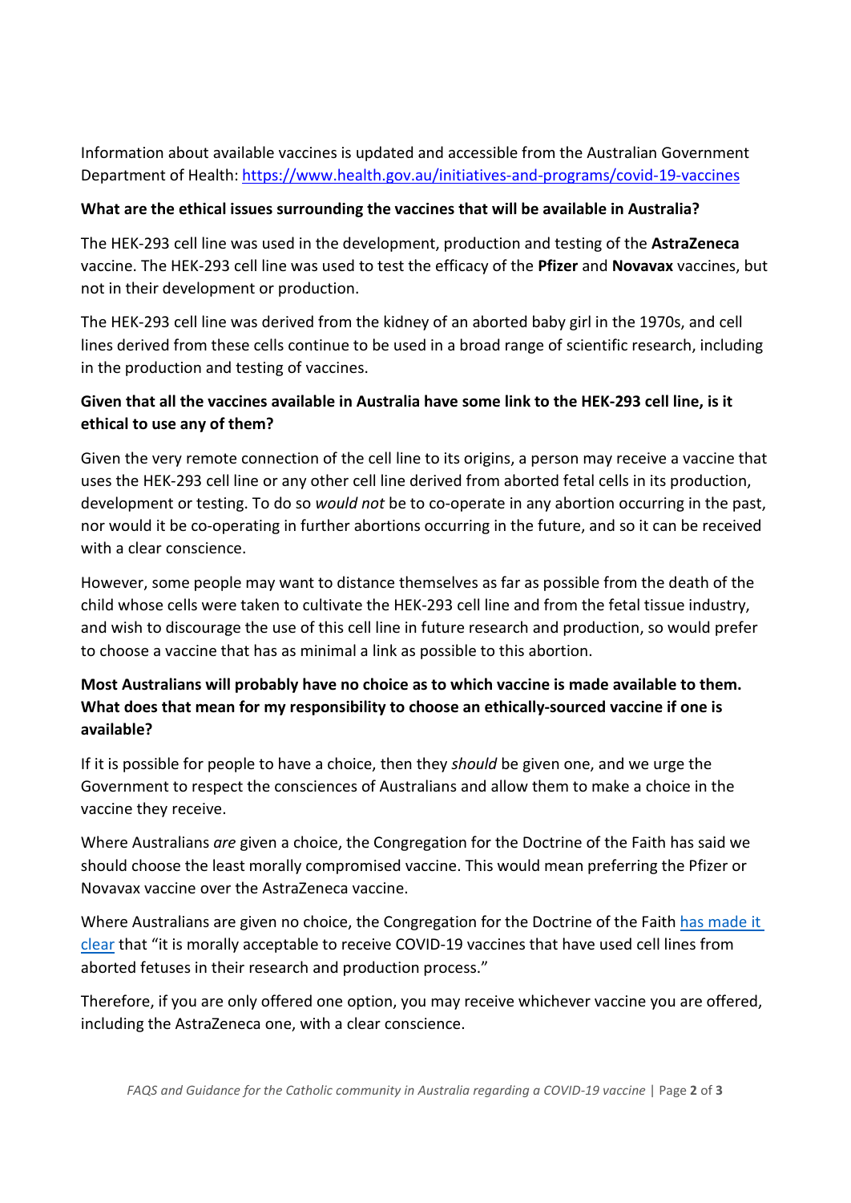Information about available vaccines is updated and accessible from the Australian Government Department of Health: [https://www.health.gov.au/initiatives-and-programs/covid-19-vaccines](https://www.health.gov.au/initiatives-and-programs/covid-19-vaccines)

**What are the ethical issues surrounding the vaccines that will be available in Australia?**

The HEK-293 cell line was used in the development, production and testing of the **AstraZeneca** vaccine. The HEK-293 cell line was used to test the efficacy of the **Pfizer** and **Novavax** vaccines, but not in their development or production.

The HEK-293 cell line was derived from the kidney of an aborted baby girl in the 1970s, and cell lines derived from these cells continue to be used in a broad range of scientific research, including in the production and testing of vaccines.

**Given that all the vaccines available in Australia have some link to the HEK-293 cell line, is it ethical to use any of them?**

Given the very remote connection of the cell line to its origins, a person may receive a vaccine that uses the HEK-293 cell line or any other cell line derived from aborted fetal cells in its production, development or testing. To do so *would not* be to co-operate in any abortion occurring in the past, nor would it be co-operating in further abortions occurring in the future, and so it can be received with a clear conscience.

However, some people may want to distance themselves as far as possible from the death of the child whose cells were taken to cultivate the HEK-293 cell line and from the fetal tissue industry, and wish to discourage the use of this cell line in future research and production, so would prefer to choose a vaccine that has as minimal a link as possible to this abortion.

**Most Australians will probably have no choice as to which vaccine is made available to them. What does that mean for my responsibility to choose an ethically-sourced vaccine if one is available?**

If it is possible for people to have a choice, then they *should* be given one, and we urge the Government to respect the consciences of Australians and allow them to make a choice in the vaccine they receive.

Where Australians *are* given a choice, the Congregation for the Doctrine of the Faith has said we should choose the least morally compromised vaccine. This would mean preferring the Pfizer or Novavax vaccine over the AstraZeneca vaccine.

Where Australians are given no choice, the Congregation for the Doctrine of the Faith has made it clear that "it is morally acceptable to receive COVID-19 vaccines that have used cell lines from aborted fetuses in their research and production process."

Therefore, if you are only offered one option, you may receive whichever vaccine you are offered, including the AstraZeneca one, with a clear conscience.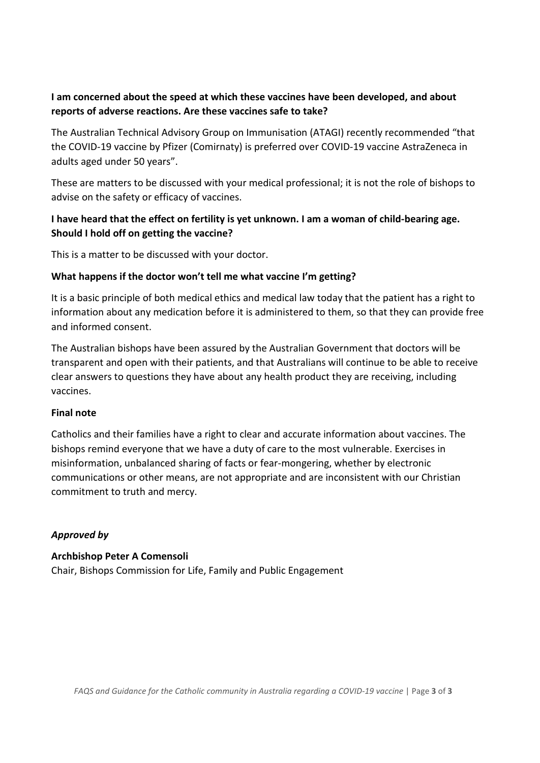**I am concerned about the speed at which these vaccines have been developed, and about reports of adverse reactions. Are these vaccines safe to take?**

The Australian Technical Advisory Group on Immunisation (ATAGI) recently recommended "that the COVID-19 vaccine by Pfizer (Comirnaty) is preferred over COVID-19 vaccine AstraZeneca in adults aged under 50 years".

These are matters to be discussed with your medical professional; it is not the role of bishops to advise on the safety or efficacy of vaccines.

**I have heard that the effect on fertility is yet unknown. I am a woman of child-bearing age. Should I hold off on getting the vaccine?**

This is a matter to be discussed with your doctor.

**What happens if the doctor won't tell me what vaccine I'm getting?**

It is a basic principle of both medical ethics and medical law today that the patient has a right to information about any medication before it is administered to them, so that they can provide free and informed consent.

The Australian bishops have been assured by the Australian Government that doctors will be transparent and open with their patients, and that Australians will continue to be able to receive clear answers to questions they have about any health product they are receiving, including vaccines.

**Final note**

Catholics and their families have a right to clear and accurate information about vaccines. The bishops remind everyone that we have a duty of care to the most vulnerable. Exercises in misinformation, unbalanced sharing of facts or fear-mongering, whether by electronic communications or other means, are not appropriate and are inconsistent with our Christian commitment to truth and mercy.

***Approved by***

**Archbishop Peter A Comensoli**
Chair, Bishops Commission for Life, Family and Public Engagement